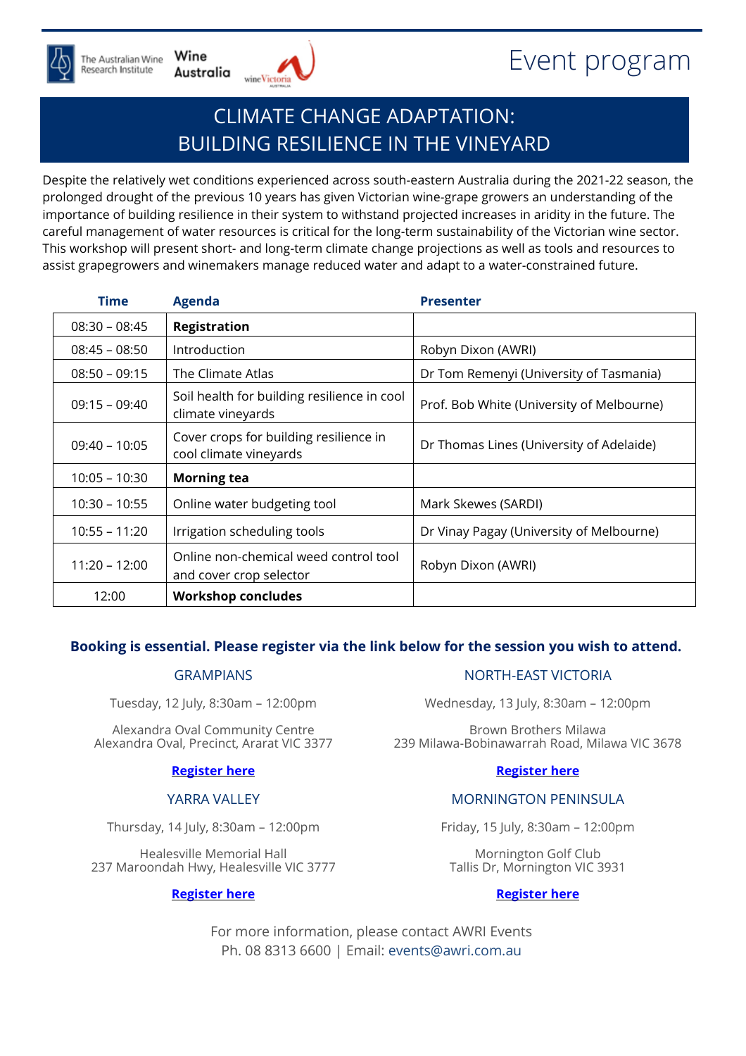The Australian Wine Research Institute | Wine Australia | wine Victoria

# Event program

## CLIMATE CHANGE ADAPTATION: BUILDING RESILIENCE IN THE VINEYARD

Despite the relatively wet conditions experienced across south-eastern Australia during the 2021-22 season, the prolonged drought of the previous 10 years has given Victorian wine-grape growers an understanding of the importance of building resilience in their system to withstand projected increases in aridity in the future. The careful management of water resources is critical for the long-term sustainability of the Victorian wine sector. This workshop will present short- and long-term climate change projections as well as tools and resources to assist grapegrowers and winemakers manage reduced water and adapt to a water-constrained future.

| Time | Agenda | Presenter |
|---|---|---|
| 08:30 – 08:45 | **Registration** | |
| 08:45 – 08:50 | Introduction | Robyn Dixon (AWRI) |
| 08:50 – 09:15 | The Climate Atlas | Dr Tom Remenyi (University of Tasmania) |
| 09:15 – 09:40 | Soil health for building resilience in cool climate vineyards | Prof. Bob White (University of Melbourne) |
| 09:40 – 10:05 | Cover crops for building resilience in cool climate vineyards | Dr Thomas Lines (University of Adelaide) |
| 10:05 – 10:30 | **Morning tea** | |
| 10:30 – 10:55 | Online water budgeting tool | Mark Skewes (SARDI) |
| 10:55 – 11:20 | Irrigation scheduling tools | Dr Vinay Pagay (University of Melbourne) |
| 11:20 – 12:00 | Online non-chemical weed control tool and cover crop selector | Robyn Dixon (AWRI) |
| 12:00 | **Workshop concludes** | |

**Booking is essential. Please register via the link below for the session you wish to attend.**

### GRAMPIANS

Tuesday, 12 July, 8:30am – 12:00pm

Alexandra Oval Community Centre
Alexandra Oval, Precinct, Ararat VIC 3377

**Register here**

### NORTH-EAST VICTORIA

Wednesday, 13 July, 8:30am – 12:00pm

Brown Brothers Milawa
239 Milawa-Bobinawarrah Road, Milawa VIC 3678

**Register here**

### YARRA VALLEY

Thursday, 14 July, 8:30am – 12:00pm

Healesville Memorial Hall
237 Maroondah Hwy, Healesville VIC 3777

**Register here**

### MORNINGTON PENINSULA

Friday, 15 July, 8:30am – 12:00pm

Mornington Golf Club
Tallis Dr, Mornington VIC 3931

**Register here**

For more information, please contact AWRI Events
Ph. 08 8313 6600 | Email: events@awri.com.au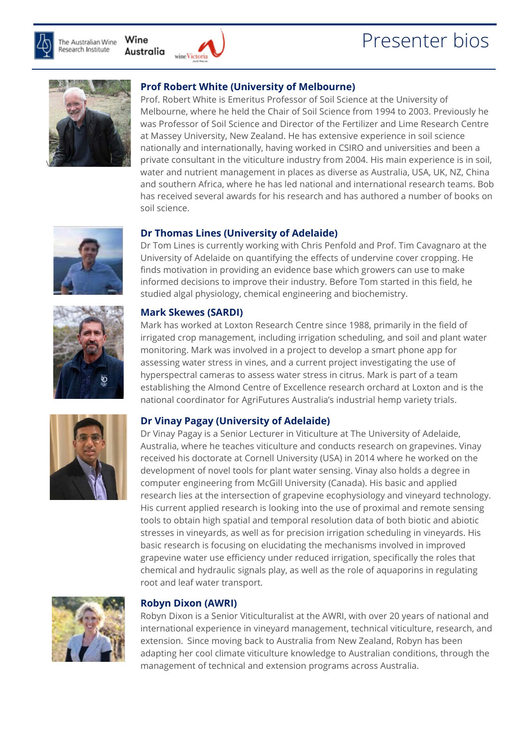# Presenter bios

### Prof Robert White (University of Melbourne)

Prof. Robert White is Emeritus Professor of Soil Science at the University of Melbourne, where he held the Chair of Soil Science from 1994 to 2003. Previously he was Professor of Soil Science and Director of the Fertilizer and Lime Research Centre at Massey University, New Zealand. He has extensive experience in soil science nationally and internationally, having worked in CSIRO and universities and been a private consultant in the viticulture industry from 2004. His main experience is in soil, water and nutrient management in places as diverse as Australia, USA, UK, NZ, China and southern Africa, where he has led national and international research teams. Bob has received several awards for his research and has authored a number of books on soil science.

### Dr Thomas Lines (University of Adelaide)

Dr Tom Lines is currently working with Chris Penfold and Prof. Tim Cavagnaro at the University of Adelaide on quantifying the effects of undervine cover cropping. He finds motivation in providing an evidence base which growers can use to make informed decisions to improve their industry. Before Tom started in this field, he studied algal physiology, chemical engineering and biochemistry.

### Mark Skewes (SARDI)

Mark has worked at Loxton Research Centre since 1988, primarily in the field of irrigated crop management, including irrigation scheduling, and soil and plant water monitoring. Mark was involved in a project to develop a smart phone app for assessing water stress in vines, and a current project investigating the use of hyperspectral cameras to assess water stress in citrus. Mark is part of a team establishing the Almond Centre of Excellence research orchard at Loxton and is the national coordinator for AgriFutures Australia's industrial hemp variety trials.

### Dr Vinay Pagay (University of Adelaide)

Dr Vinay Pagay is a Senior Lecturer in Viticulture at The University of Adelaide, Australia, where he teaches viticulture and conducts research on grapevines. Vinay received his doctorate at Cornell University (USA) in 2014 where he worked on the development of novel tools for plant water sensing. Vinay also holds a degree in computer engineering from McGill University (Canada). His basic and applied research lies at the intersection of grapevine ecophysiology and vineyard technology. His current applied research is looking into the use of proximal and remote sensing tools to obtain high spatial and temporal resolution data of both biotic and abiotic stresses in vineyards, as well as for precision irrigation scheduling in vineyards. His basic research is focusing on elucidating the mechanisms involved in improved grapevine water use efficiency under reduced irrigation, specifically the roles that chemical and hydraulic signals play, as well as the role of aquaporins in regulating root and leaf water transport.

### Robyn Dixon (AWRI)

Robyn Dixon is a Senior Viticulturalist at the AWRI, with over 20 years of national and international experience in vineyard management, technical viticulture, research, and extension. Since moving back to Australia from New Zealand, Robyn has been adapting her cool climate viticulture knowledge to Australian conditions, through the management of technical and extension programs across Australia.